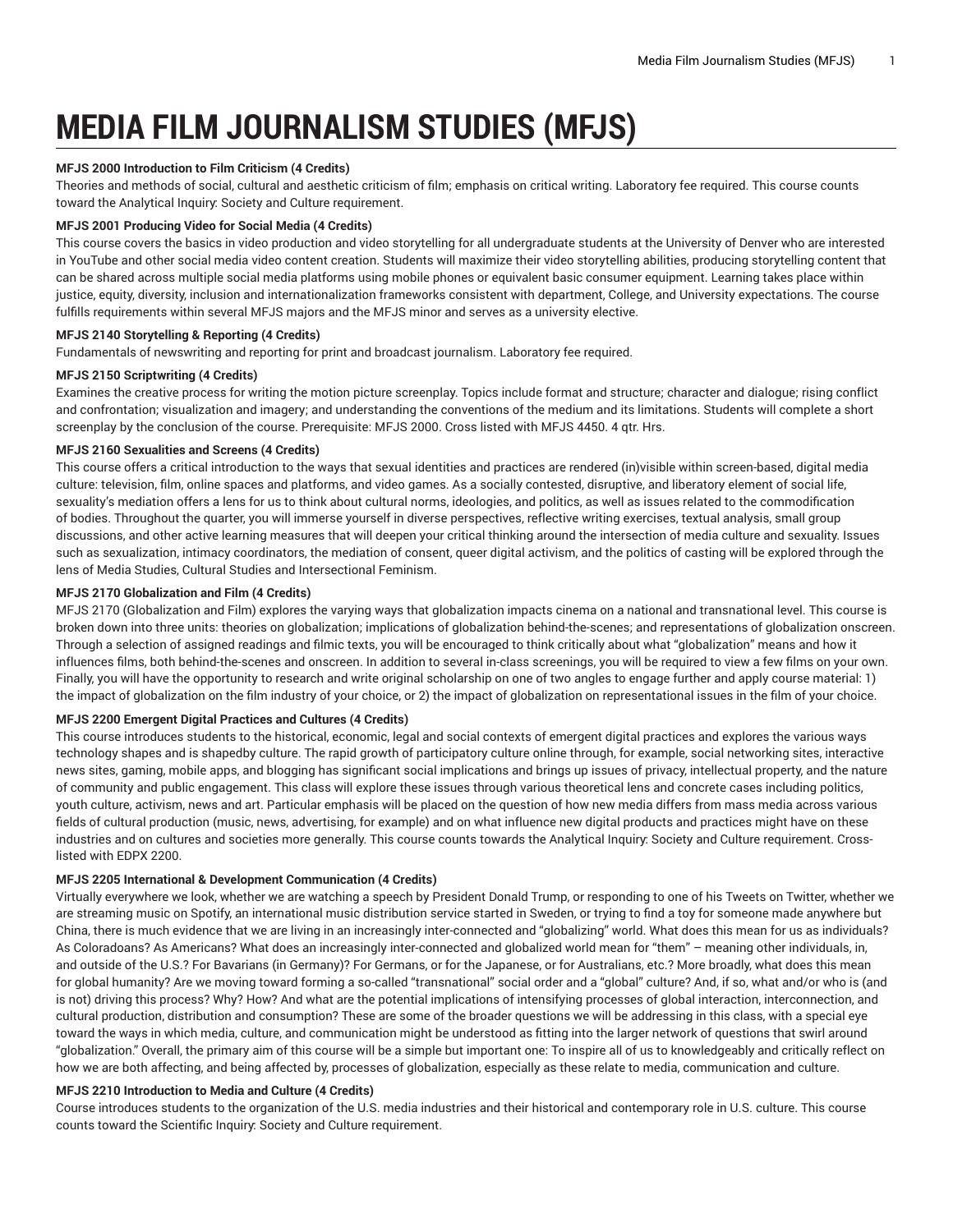# MEDIA FILM JOURNALISM STUDIES (MFJS)

**MFJS 2000 Introduction to Film Criticism (4 Credits)**

Theories and methods of social, cultural and aesthetic criticism of film; emphasis on critical writing. Laboratory fee required. This course counts toward the Analytical Inquiry: Society and Culture requirement.

**MFJS 2001 Producing Video for Social Media (4 Credits)**

This course covers the basics in video production and video storytelling for all undergraduate students at the University of Denver who are interested in YouTube and other social media video content creation. Students will maximize their video storytelling abilities, producing storytelling content that can be shared across multiple social media platforms using mobile phones or equivalent basic consumer equipment. Learning takes place within justice, equity, diversity, inclusion and internationalization frameworks consistent with department, College, and University expectations. The course fulfills requirements within several MFJS majors and the MFJS minor and serves as a university elective.

**MFJS 2140 Storytelling & Reporting (4 Credits)**

Fundamentals of newswriting and reporting for print and broadcast journalism. Laboratory fee required.

**MFJS 2150 Scriptwriting (4 Credits)**

Examines the creative process for writing the motion picture screenplay. Topics include format and structure; character and dialogue; rising conflict and confrontation; visualization and imagery; and understanding the conventions of the medium and its limitations. Students will complete a short screenplay by the conclusion of the course. Prerequisite: MFJS 2000. Cross listed with MFJS 4450. 4 qtr. Hrs.

**MFJS 2160 Sexualities and Screens (4 Credits)**

This course offers a critical introduction to the ways that sexual identities and practices are rendered (in)visible within screen-based, digital media culture: television, film, online spaces and platforms, and video games. As a socially contested, disruptive, and liberatory element of social life, sexuality's mediation offers a lens for us to think about cultural norms, ideologies, and politics, as well as issues related to the commodification of bodies. Throughout the quarter, you will immerse yourself in diverse perspectives, reflective writing exercises, textual analysis, small group discussions, and other active learning measures that will deepen your critical thinking around the intersection of media culture and sexuality. Issues such as sexualization, intimacy coordinators, the mediation of consent, queer digital activism, and the politics of casting will be explored through the lens of Media Studies, Cultural Studies and Intersectional Feminism.

**MFJS 2170 Globalization and Film (4 Credits)**

MFJS 2170 (Globalization and Film) explores the varying ways that globalization impacts cinema on a national and transnational level. This course is broken down into three units: theories on globalization; implications of globalization behind-the-scenes; and representations of globalization onscreen. Through a selection of assigned readings and filmic texts, you will be encouraged to think critically about what "globalization" means and how it influences films, both behind-the-scenes and onscreen. In addition to several in-class screenings, you will be required to view a few films on your own. Finally, you will have the opportunity to research and write original scholarship on one of two angles to engage further and apply course material: 1) the impact of globalization on the film industry of your choice, or 2) the impact of globalization on representational issues in the film of your choice.

**MFJS 2200 Emergent Digital Practices and Cultures (4 Credits)**

This course introduces students to the historical, economic, legal and social contexts of emergent digital practices and explores the various ways technology shapes and is shapedby culture. The rapid growth of participatory culture online through, for example, social networking sites, interactive news sites, gaming, mobile apps, and blogging has significant social implications and brings up issues of privacy, intellectual property, and the nature of community and public engagement. This class will explore these issues through various theoretical lens and concrete cases including politics, youth culture, activism, news and art. Particular emphasis will be placed on the question of how new media differs from mass media across various fields of cultural production (music, news, advertising, for example) and on what influence new digital products and practices might have on these industries and on cultures and societies more generally. This course counts towards the Analytical Inquiry: Society and Culture requirement. Cross-listed with EDPX 2200.

**MFJS 2205 International & Development Communication (4 Credits)**

Virtually everywhere we look, whether we are watching a speech by President Donald Trump, or responding to one of his Tweets on Twitter, whether we are streaming music on Spotify, an international music distribution service started in Sweden, or trying to find a toy for someone made anywhere but China, there is much evidence that we are living in an increasingly inter-connected and "globalizing" world. What does this mean for us as individuals? As Coloradoans? As Americans? What does an increasingly inter-connected and globalized world mean for "them" – meaning other individuals, in, and outside of the U.S.? For Bavarians (in Germany)? For Germans, or for the Japanese, or for Australians, etc.? More broadly, what does this mean for global humanity? Are we moving toward forming a so-called "transnational" social order and a "global" culture? And, if so, what and/or who is (and is not) driving this process? Why? How? And what are the potential implications of intensifying processes of global interaction, interconnection, and cultural production, distribution and consumption? These are some of the broader questions we will be addressing in this class, with a special eye toward the ways in which media, culture, and communication might be understood as fitting into the larger network of questions that swirl around "globalization." Overall, the primary aim of this course will be a simple but important one: To inspire all of us to knowledgeably and critically reflect on how we are both affecting, and being affected by, processes of globalization, especially as these relate to media, communication and culture.

**MFJS 2210 Introduction to Media and Culture (4 Credits)**

Course introduces students to the organization of the U.S. media industries and their historical and contemporary role in U.S. culture. This course counts toward the Scientific Inquiry: Society and Culture requirement.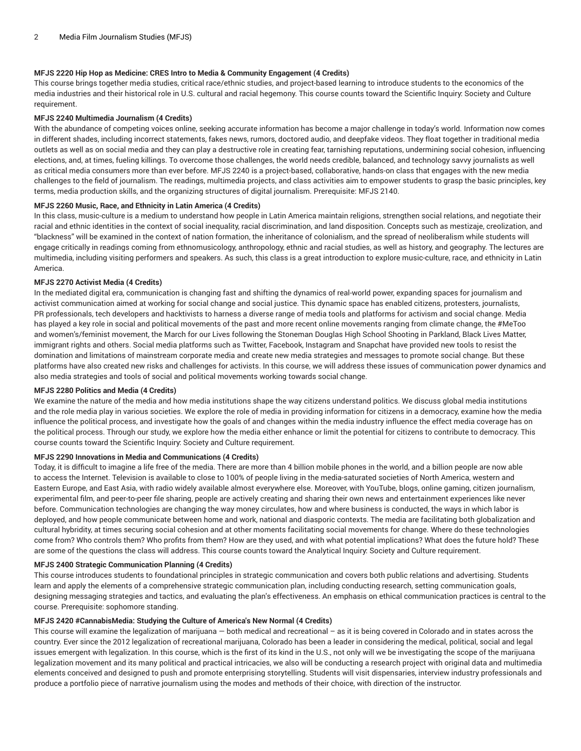**MFJS 2220 Hip Hop as Medicine: CRES Intro to Media & Community Engagement (4 Credits)**

This course brings together media studies, critical race/ethnic studies, and project-based learning to introduce students to the economics of the media industries and their historical role in U.S. cultural and racial hegemony. This course counts toward the Scientific Inquiry: Society and Culture requirement.

**MFJS 2240 Multimedia Journalism (4 Credits)**

With the abundance of competing voices online, seeking accurate information has become a major challenge in today's world. Information now comes in different shades, including incorrect statements, fakes news, rumors, doctored audio, and deepfake videos. They float together in traditional media outlets as well as on social media and they can play a destructive role in creating fear, tarnishing reputations, undermining social cohesion, influencing elections, and, at times, fueling killings. To overcome those challenges, the world needs credible, balanced, and technology savvy journalists as well as critical media consumers more than ever before. MFJS 2240 is a project-based, collaborative, hands-on class that engages with the new media challenges to the field of journalism. The readings, multimedia projects, and class activities aim to empower students to grasp the basic principles, key terms, media production skills, and the organizing structures of digital journalism. Prerequisite: MFJS 2140.

**MFJS 2260 Music, Race, and Ethnicity in Latin America (4 Credits)**

In this class, music-culture is a medium to understand how people in Latin America maintain religions, strengthen social relations, and negotiate their racial and ethnic identities in the context of social inequality, racial discrimination, and land disposition. Concepts such as mestizaje, creolization, and "blackness" will be examined in the context of nation formation, the inheritance of colonialism, and the spread of neoliberalism while students will engage critically in readings coming from ethnomusicology, anthropology, ethnic and racial studies, as well as history, and geography. The lectures are multimedia, including visiting performers and speakers. As such, this class is a great introduction to explore music-culture, race, and ethnicity in Latin America.

**MFJS 2270 Activist Media (4 Credits)**

In the mediated digital era, communication is changing fast and shifting the dynamics of real-world power, expanding spaces for journalism and activist communication aimed at working for social change and social justice. This dynamic space has enabled citizens, protesters, journalists, PR professionals, tech developers and hacktivists to harness a diverse range of media tools and platforms for activism and social change. Media has played a key role in social and political movements of the past and more recent online movements ranging from climate change, the #MeToo and women's/feminist movement, the March for our Lives following the Stoneman Douglas High School Shooting in Parkland, Black Lives Matter, immigrant rights and others. Social media platforms such as Twitter, Facebook, Instagram and Snapchat have provided new tools to resist the domination and limitations of mainstream corporate media and create new media strategies and messages to promote social change. But these platforms have also created new risks and challenges for activists. In this course, we will address these issues of communication power dynamics and also media strategies and tools of social and political movements working towards social change.

**MFJS 2280 Politics and Media (4 Credits)**

We examine the nature of the media and how media institutions shape the way citizens understand politics. We discuss global media institutions and the role media play in various societies. We explore the role of media in providing information for citizens in a democracy, examine how the media influence the political process, and investigate how the goals of and changes within the media industry influence the effect media coverage has on the political process. Through our study, we explore how the media either enhance or limit the potential for citizens to contribute to democracy. This course counts toward the Scientific Inquiry: Society and Culture requirement.

**MFJS 2290 Innovations in Media and Communications (4 Credits)**

Today, it is difficult to imagine a life free of the media. There are more than 4 billion mobile phones in the world, and a billion people are now able to access the Internet. Television is available to close to 100% of people living in the media-saturated societies of North America, western and Eastern Europe, and East Asia, with radio widely available almost everywhere else. Moreover, with YouTube, blogs, online gaming, citizen journalism, experimental film, and peer-to-peer file sharing, people are actively creating and sharing their own news and entertainment experiences like never before. Communication technologies are changing the way money circulates, how and where business is conducted, the ways in which labor is deployed, and how people communicate between home and work, national and diasporic contexts. The media are facilitating both globalization and cultural hybridity, at times securing social cohesion and at other moments facilitating social movements for change. Where do these technologies come from? Who controls them? Who profits from them? How are they used, and with what potential implications? What does the future hold? These are some of the questions the class will address. This course counts toward the Analytical Inquiry: Society and Culture requirement.

**MFJS 2400 Strategic Communication Planning (4 Credits)**

This course introduces students to foundational principles in strategic communication and covers both public relations and advertising. Students learn and apply the elements of a comprehensive strategic communication plan, including conducting research, setting communication goals, designing messaging strategies and tactics, and evaluating the plan's effectiveness. An emphasis on ethical communication practices is central to the course. Prerequisite: sophomore standing.

**MFJS 2420 #CannabisMedia: Studying the Culture of America's New Normal (4 Credits)**

This course will examine the legalization of marijuana — both medical and recreational – as it is being covered in Colorado and in states across the country. Ever since the 2012 legalization of recreational marijuana, Colorado has been a leader in considering the medical, political, social and legal issues emergent with legalization. In this course, which is the first of its kind in the U.S., not only will we be investigating the scope of the marijuana legalization movement and its many political and practical intricacies, we also will be conducting a research project with original data and multimedia elements conceived and designed to push and promote enterprising storytelling. Students will visit dispensaries, interview industry professionals and produce a portfolio piece of narrative journalism using the modes and methods of their choice, with direction of the instructor.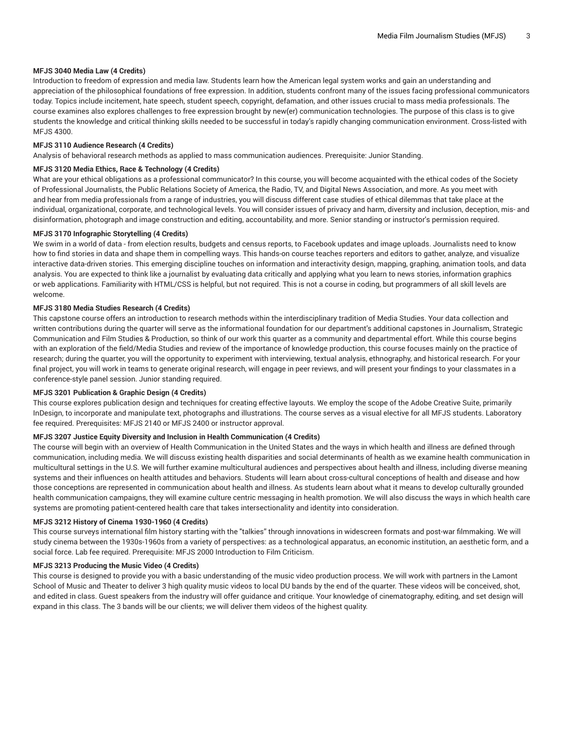**MFJS 3040 Media Law (4 Credits)**

Introduction to freedom of expression and media law. Students learn how the American legal system works and gain an understanding and appreciation of the philosophical foundations of free expression. In addition, students confront many of the issues facing professional communicators today. Topics include incitement, hate speech, student speech, copyright, defamation, and other issues crucial to mass media professionals. The course examines also explores challenges to free expression brought by new(er) communication technologies. The purpose of this class is to give students the knowledge and critical thinking skills needed to be successful in today's rapidly changing communication environment. Cross-listed with MFJS 4300.

**MFJS 3110 Audience Research (4 Credits)**

Analysis of behavioral research methods as applied to mass communication audiences. Prerequisite: Junior Standing.

**MFJS 3120 Media Ethics, Race & Technology (4 Credits)**

What are your ethical obligations as a professional communicator? In this course, you will become acquainted with the ethical codes of the Society of Professional Journalists, the Public Relations Society of America, the Radio, TV, and Digital News Association, and more. As you meet with and hear from media professionals from a range of industries, you will discuss different case studies of ethical dilemmas that take place at the individual, organizational, corporate, and technological levels. You will consider issues of privacy and harm, diversity and inclusion, deception, mis- and disinformation, photograph and image construction and editing, accountability, and more. Senior standing or instructor's permission required.

**MFJS 3170 Infographic Storytelling (4 Credits)**

We swim in a world of data - from election results, budgets and census reports, to Facebook updates and image uploads. Journalists need to know how to find stories in data and shape them in compelling ways. This hands-on course teaches reporters and editors to gather, analyze, and visualize interactive data-driven stories. This emerging discipline touches on information and interactivity design, mapping, graphing, animation tools, and data analysis. You are expected to think like a journalist by evaluating data critically and applying what you learn to news stories, information graphics or web applications. Familiarity with HTML/CSS is helpful, but not required. This is not a course in coding, but programmers of all skill levels are welcome.

**MFJS 3180 Media Studies Research (4 Credits)**

This capstone course offers an introduction to research methods within the interdisciplinary tradition of Media Studies. Your data collection and written contributions during the quarter will serve as the informational foundation for our department's additional capstones in Journalism, Strategic Communication and Film Studies & Production, so think of our work this quarter as a community and departmental effort. While this course begins with an exploration of the field/Media Studies and review of the importance of knowledge production, this course focuses mainly on the practice of research; during the quarter, you will the opportunity to experiment with interviewing, textual analysis, ethnography, and historical research. For your final project, you will work in teams to generate original research, will engage in peer reviews, and will present your findings to your classmates in a conference-style panel session. Junior standing required.

**MFJS 3201 Publication & Graphic Design (4 Credits)**

This course explores publication design and techniques for creating effective layouts. We employ the scope of the Adobe Creative Suite, primarily InDesign, to incorporate and manipulate text, photographs and illustrations. The course serves as a visual elective for all MFJS students. Laboratory fee required. Prerequisites: MFJS 2140 or MFJS 2400 or instructor approval.

**MFJS 3207 Justice Equity Diversity and Inclusion in Health Communication (4 Credits)**

The course will begin with an overview of Health Communication in the United States and the ways in which health and illness are defined through communication, including media. We will discuss existing health disparities and social determinants of health as we examine health communication in multicultural settings in the U.S. We will further examine multicultural audiences and perspectives about health and illness, including diverse meaning systems and their influences on health attitudes and behaviors. Students will learn about cross-cultural conceptions of health and disease and how those conceptions are represented in communication about health and illness. As students learn about what it means to develop culturally grounded health communication campaigns, they will examine culture centric messaging in health promotion. We will also discuss the ways in which health care systems are promoting patient-centered health care that takes intersectionality and identity into consideration.

**MFJS 3212 History of Cinema 1930-1960 (4 Credits)**

This course surveys international film history starting with the "talkies" through innovations in widescreen formats and post-war filmmaking. We will study cinema between the 1930s-1960s from a variety of perspectives: as a technological apparatus, an economic institution, an aesthetic form, and a social force. Lab fee required. Prerequisite: MFJS 2000 Introduction to Film Criticism.

**MFJS 3213 Producing the Music Video (4 Credits)**

This course is designed to provide you with a basic understanding of the music video production process. We will work with partners in the Lamont School of Music and Theater to deliver 3 high quality music videos to local DU bands by the end of the quarter. These videos will be conceived, shot, and edited in class. Guest speakers from the industry will offer guidance and critique. Your knowledge of cinematography, editing, and set design will expand in this class. The 3 bands will be our clients; we will deliver them videos of the highest quality.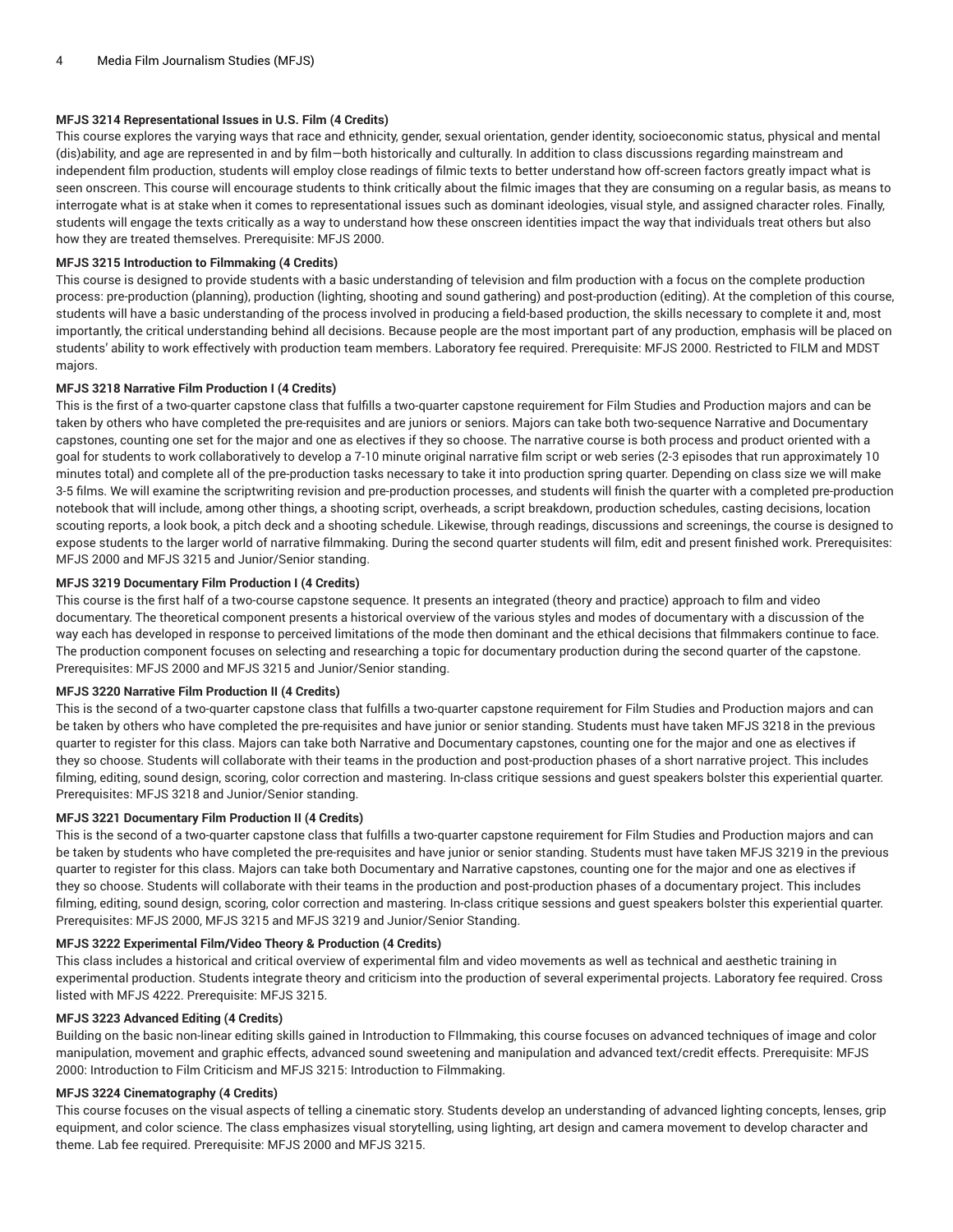**MFJS 3214 Representational Issues in U.S. Film (4 Credits)**

This course explores the varying ways that race and ethnicity, gender, sexual orientation, gender identity, socioeconomic status, physical and mental (dis)ability, and age are represented in and by film—both historically and culturally. In addition to class discussions regarding mainstream and independent film production, students will employ close readings of filmic texts to better understand how off-screen factors greatly impact what is seen onscreen. This course will encourage students to think critically about the filmic images that they are consuming on a regular basis, as means to interrogate what is at stake when it comes to representational issues such as dominant ideologies, visual style, and assigned character roles. Finally, students will engage the texts critically as a way to understand how these onscreen identities impact the way that individuals treat others but also how they are treated themselves. Prerequisite: MFJS 2000.

**MFJS 3215 Introduction to Filmmaking (4 Credits)**

This course is designed to provide students with a basic understanding of television and film production with a focus on the complete production process: pre-production (planning), production (lighting, shooting and sound gathering) and post-production (editing). At the completion of this course, students will have a basic understanding of the process involved in producing a field-based production, the skills necessary to complete it and, most importantly, the critical understanding behind all decisions. Because people are the most important part of any production, emphasis will be placed on students' ability to work effectively with production team members. Laboratory fee required. Prerequisite: MFJS 2000. Restricted to FILM and MDST majors.

**MFJS 3218 Narrative Film Production I (4 Credits)**

This is the first of a two-quarter capstone class that fulfills a two-quarter capstone requirement for Film Studies and Production majors and can be taken by others who have completed the pre-requisites and are juniors or seniors. Majors can take both two-sequence Narrative and Documentary capstones, counting one set for the major and one as electives if they so choose. The narrative course is both process and product oriented with a goal for students to work collaboratively to develop a 7-10 minute original narrative film script or web series (2-3 episodes that run approximately 10 minutes total) and complete all of the pre-production tasks necessary to take it into production spring quarter. Depending on class size we will make 3-5 films. We will examine the scriptwriting revision and pre-production processes, and students will finish the quarter with a completed pre-production notebook that will include, among other things, a shooting script, overheads, a script breakdown, production schedules, casting decisions, location scouting reports, a look book, a pitch deck and a shooting schedule. Likewise, through readings, discussions and screenings, the course is designed to expose students to the larger world of narrative filmmaking. During the second quarter students will film, edit and present finished work. Prerequisites: MFJS 2000 and MFJS 3215 and Junior/Senior standing.

**MFJS 3219 Documentary Film Production I (4 Credits)**

This course is the first half of a two-course capstone sequence. It presents an integrated (theory and practice) approach to film and video documentary. The theoretical component presents a historical overview of the various styles and modes of documentary with a discussion of the way each has developed in response to perceived limitations of the mode then dominant and the ethical decisions that filmmakers continue to face. The production component focuses on selecting and researching a topic for documentary production during the second quarter of the capstone. Prerequisites: MFJS 2000 and MFJS 3215 and Junior/Senior standing.

**MFJS 3220 Narrative Film Production II (4 Credits)**

This is the second of a two-quarter capstone class that fulfills a two-quarter capstone requirement for Film Studies and Production majors and can be taken by others who have completed the pre-requisites and have junior or senior standing. Students must have taken MFJS 3218 in the previous quarter to register for this class. Majors can take both Narrative and Documentary capstones, counting one for the major and one as electives if they so choose. Students will collaborate with their teams in the production and post-production phases of a short narrative project. This includes filming, editing, sound design, scoring, color correction and mastering. In-class critique sessions and guest speakers bolster this experiential quarter. Prerequisites: MFJS 3218 and Junior/Senior standing.

**MFJS 3221 Documentary Film Production II (4 Credits)**

This is the second of a two-quarter capstone class that fulfills a two-quarter capstone requirement for Film Studies and Production majors and can be taken by students who have completed the pre-requisites and have junior or senior standing. Students must have taken MFJS 3219 in the previous quarter to register for this class. Majors can take both Documentary and Narrative capstones, counting one for the major and one as electives if they so choose. Students will collaborate with their teams in the production and post-production phases of a documentary project. This includes filming, editing, sound design, scoring, color correction and mastering. In-class critique sessions and guest speakers bolster this experiential quarter. Prerequisites: MFJS 2000, MFJS 3215 and MFJS 3219 and Junior/Senior Standing.

**MFJS 3222 Experimental Film/Video Theory & Production (4 Credits)**

This class includes a historical and critical overview of experimental film and video movements as well as technical and aesthetic training in experimental production. Students integrate theory and criticism into the production of several experimental projects. Laboratory fee required. Cross listed with MFJS 4222. Prerequisite: MFJS 3215.

**MFJS 3223 Advanced Editing (4 Credits)**

Building on the basic non-linear editing skills gained in Introduction to FIlmmaking, this course focuses on advanced techniques of image and color manipulation, movement and graphic effects, advanced sound sweetening and manipulation and advanced text/credit effects. Prerequisite: MFJS 2000: Introduction to Film Criticism and MFJS 3215: Introduction to Filmmaking.

**MFJS 3224 Cinematography (4 Credits)**

This course focuses on the visual aspects of telling a cinematic story. Students develop an understanding of advanced lighting concepts, lenses, grip equipment, and color science. The class emphasizes visual storytelling, using lighting, art design and camera movement to develop character and theme. Lab fee required. Prerequisite: MFJS 2000 and MFJS 3215.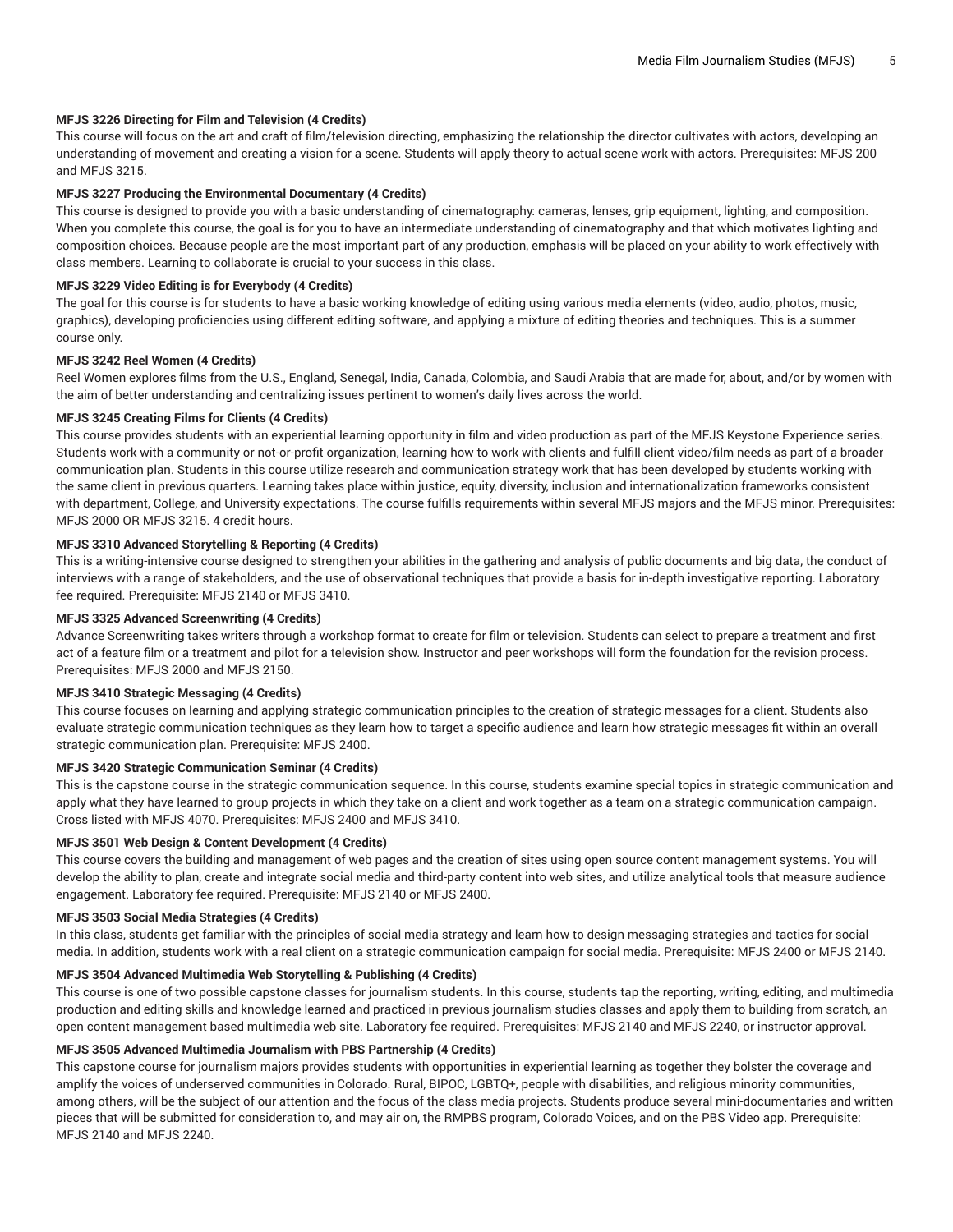**MFJS 3226 Directing for Film and Television (4 Credits)**

This course will focus on the art and craft of film/television directing, emphasizing the relationship the director cultivates with actors, developing an understanding of movement and creating a vision for a scene. Students will apply theory to actual scene work with actors. Prerequisites: MFJS 200 and MFJS 3215.

**MFJS 3227 Producing the Environmental Documentary (4 Credits)**

This course is designed to provide you with a basic understanding of cinematography: cameras, lenses, grip equipment, lighting, and composition. When you complete this course, the goal is for you to have an intermediate understanding of cinematography and that which motivates lighting and composition choices. Because people are the most important part of any production, emphasis will be placed on your ability to work effectively with class members. Learning to collaborate is crucial to your success in this class.

**MFJS 3229 Video Editing is for Everybody (4 Credits)**

The goal for this course is for students to have a basic working knowledge of editing using various media elements (video, audio, photos, music, graphics), developing proficiencies using different editing software, and applying a mixture of editing theories and techniques. This is a summer course only.

**MFJS 3242 Reel Women (4 Credits)**

Reel Women explores films from the U.S., England, Senegal, India, Canada, Colombia, and Saudi Arabia that are made for, about, and/or by women with the aim of better understanding and centralizing issues pertinent to women's daily lives across the world.

**MFJS 3245 Creating Films for Clients (4 Credits)**

This course provides students with an experiential learning opportunity in film and video production as part of the MFJS Keystone Experience series. Students work with a community or not-or-profit organization, learning how to work with clients and fulfill client video/film needs as part of a broader communication plan. Students in this course utilize research and communication strategy work that has been developed by students working with the same client in previous quarters. Learning takes place within justice, equity, diversity, inclusion and internationalization frameworks consistent with department, College, and University expectations. The course fulfills requirements within several MFJS majors and the MFJS minor. Prerequisites: MFJS 2000 OR MFJS 3215. 4 credit hours.

**MFJS 3310 Advanced Storytelling & Reporting (4 Credits)**

This is a writing-intensive course designed to strengthen your abilities in the gathering and analysis of public documents and big data, the conduct of interviews with a range of stakeholders, and the use of observational techniques that provide a basis for in-depth investigative reporting. Laboratory fee required. Prerequisite: MFJS 2140 or MFJS 3410.

**MFJS 3325 Advanced Screenwriting (4 Credits)**

Advance Screenwriting takes writers through a workshop format to create for film or television. Students can select to prepare a treatment and first act of a feature film or a treatment and pilot for a television show. Instructor and peer workshops will form the foundation for the revision process. Prerequisites: MFJS 2000 and MFJS 2150.

**MFJS 3410 Strategic Messaging (4 Credits)**

This course focuses on learning and applying strategic communication principles to the creation of strategic messages for a client. Students also evaluate strategic communication techniques as they learn how to target a specific audience and learn how strategic messages fit within an overall strategic communication plan. Prerequisite: MFJS 2400.

**MFJS 3420 Strategic Communication Seminar (4 Credits)**

This is the capstone course in the strategic communication sequence. In this course, students examine special topics in strategic communication and apply what they have learned to group projects in which they take on a client and work together as a team on a strategic communication campaign. Cross listed with MFJS 4070. Prerequisites: MFJS 2400 and MFJS 3410.

**MFJS 3501 Web Design & Content Development (4 Credits)**

This course covers the building and management of web pages and the creation of sites using open source content management systems. You will develop the ability to plan, create and integrate social media and third-party content into web sites, and utilize analytical tools that measure audience engagement. Laboratory fee required. Prerequisite: MFJS 2140 or MFJS 2400.

**MFJS 3503 Social Media Strategies (4 Credits)**

In this class, students get familiar with the principles of social media strategy and learn how to design messaging strategies and tactics for social media. In addition, students work with a real client on a strategic communication campaign for social media. Prerequisite: MFJS 2400 or MFJS 2140.

**MFJS 3504 Advanced Multimedia Web Storytelling & Publishing (4 Credits)**

This course is one of two possible capstone classes for journalism students. In this course, students tap the reporting, writing, editing, and multimedia production and editing skills and knowledge learned and practiced in previous journalism studies classes and apply them to building from scratch, an open content management based multimedia web site. Laboratory fee required. Prerequisites: MFJS 2140 and MFJS 2240, or instructor approval.

**MFJS 3505 Advanced Multimedia Journalism with PBS Partnership (4 Credits)**

This capstone course for journalism majors provides students with opportunities in experiential learning as together they bolster the coverage and amplify the voices of underserved communities in Colorado. Rural, BIPOC, LGBTQ+, people with disabilities, and religious minority communities, among others, will be the subject of our attention and the focus of the class media projects. Students produce several mini-documentaries and written pieces that will be submitted for consideration to, and may air on, the RMPBS program, Colorado Voices, and on the PBS Video app. Prerequisite: MFJS 2140 and MFJS 2240.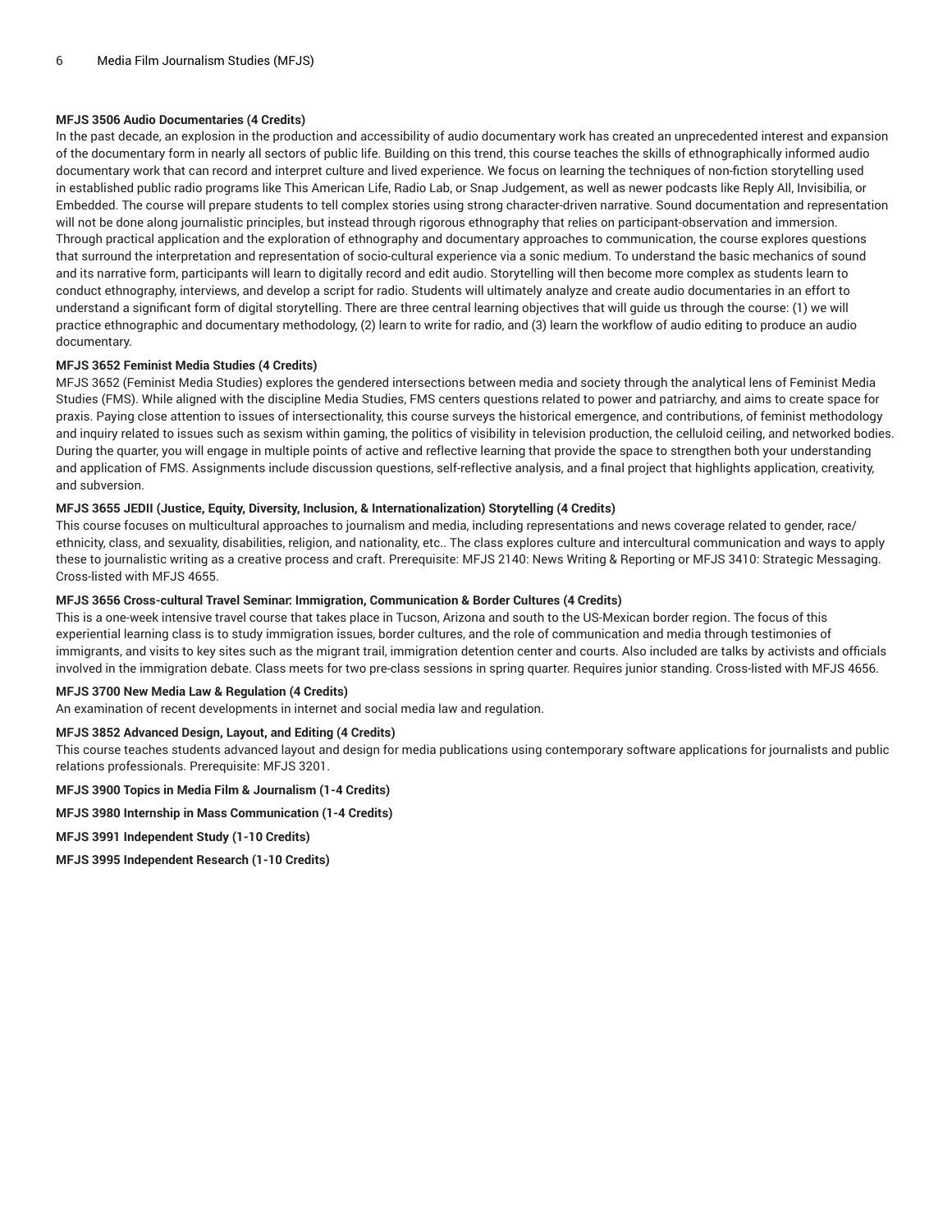**MFJS 3506 Audio Documentaries (4 Credits)**

In the past decade, an explosion in the production and accessibility of audio documentary work has created an unprecedented interest and expansion of the documentary form in nearly all sectors of public life. Building on this trend, this course teaches the skills of ethnographically informed audio documentary work that can record and interpret culture and lived experience. We focus on learning the techniques of non-fiction storytelling used in established public radio programs like This American Life, Radio Lab, or Snap Judgement, as well as newer podcasts like Reply All, Invisibilia, or Embedded. The course will prepare students to tell complex stories using strong character-driven narrative. Sound documentation and representation will not be done along journalistic principles, but instead through rigorous ethnography that relies on participant-observation and immersion. Through practical application and the exploration of ethnography and documentary approaches to communication, the course explores questions that surround the interpretation and representation of socio-cultural experience via a sonic medium. To understand the basic mechanics of sound and its narrative form, participants will learn to digitally record and edit audio. Storytelling will then become more complex as students learn to conduct ethnography, interviews, and develop a script for radio. Students will ultimately analyze and create audio documentaries in an effort to understand a significant form of digital storytelling. There are three central learning objectives that will guide us through the course: (1) we will practice ethnographic and documentary methodology, (2) learn to write for radio, and (3) learn the workflow of audio editing to produce an audio documentary.

**MFJS 3652 Feminist Media Studies (4 Credits)**

MFJS 3652 (Feminist Media Studies) explores the gendered intersections between media and society through the analytical lens of Feminist Media Studies (FMS). While aligned with the discipline Media Studies, FMS centers questions related to power and patriarchy, and aims to create space for praxis. Paying close attention to issues of intersectionality, this course surveys the historical emergence, and contributions, of feminist methodology and inquiry related to issues such as sexism within gaming, the politics of visibility in television production, the celluloid ceiling, and networked bodies. During the quarter, you will engage in multiple points of active and reflective learning that provide the space to strengthen both your understanding and application of FMS. Assignments include discussion questions, self-reflective analysis, and a final project that highlights application, creativity, and subversion.

**MFJS 3655 JEDII (Justice, Equity, Diversity, Inclusion, & Internationalization) Storytelling (4 Credits)**

This course focuses on multicultural approaches to journalism and media, including representations and news coverage related to gender, race/ethnicity, class, and sexuality, disabilities, religion, and nationality, etc.. The class explores culture and intercultural communication and ways to apply these to journalistic writing as a creative process and craft. Prerequisite: MFJS 2140: News Writing & Reporting or MFJS 3410: Strategic Messaging. Cross-listed with MFJS 4655.

**MFJS 3656 Cross-cultural Travel Seminar: Immigration, Communication & Border Cultures (4 Credits)**

This is a one-week intensive travel course that takes place in Tucson, Arizona and south to the US-Mexican border region. The focus of this experiential learning class is to study immigration issues, border cultures, and the role of communication and media through testimonies of immigrants, and visits to key sites such as the migrant trail, immigration detention center and courts. Also included are talks by activists and officials involved in the immigration debate. Class meets for two pre-class sessions in spring quarter. Requires junior standing. Cross-listed with MFJS 4656.

**MFJS 3700 New Media Law & Regulation (4 Credits)**

An examination of recent developments in internet and social media law and regulation.

**MFJS 3852 Advanced Design, Layout, and Editing (4 Credits)**

This course teaches students advanced layout and design for media publications using contemporary software applications for journalists and public relations professionals. Prerequisite: MFJS 3201.

**MFJS 3900 Topics in Media Film & Journalism (1-4 Credits)**

**MFJS 3980 Internship in Mass Communication (1-4 Credits)**

**MFJS 3991 Independent Study (1-10 Credits)**

**MFJS 3995 Independent Research (1-10 Credits)**